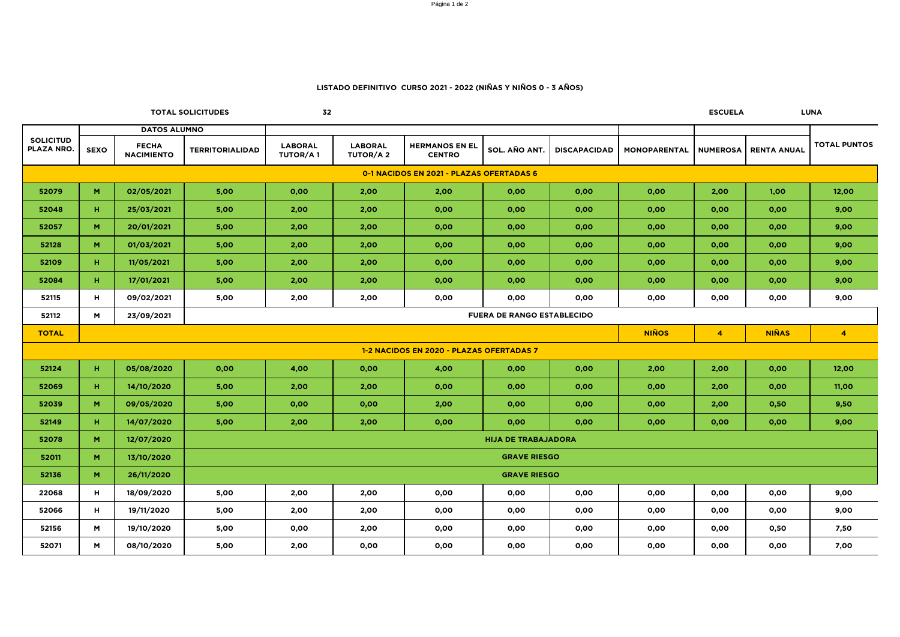## LISTADO DEFINITIVO CURSO 2021 - 2022 (NIÑAS Y NIÑOS 0 - 3 AÑOS)

**TOTAL SOLICITUDES** 32 **ESCUELA** LUNA

| SOLICITUD PLAZA NRO. | DATOS ALUMNO | | | | | | | | | | | |
|---|---|---|---|---|---|---|---|---|---|---|---|---|
| | SEXO | FECHA NACIMIENTO | TERRITORIALIDAD | LABORAL TUTOR/A 1 | LABORAL TUTOR/A 2 | HERMANOS EN EL CENTRO | SOL. AÑO ANT. | DISCAPACIDAD | MONOPARENTAL | NUMEROSA | RENTA ANUAL | TOTAL PUNTOS |
| **0-1 NACIDOS EN 2021 - PLAZAS OFERTADAS 6** | | | | | | | | | | | | |
| 52079 | M | 02/05/2021 | 5,00 | 0,00 | 2,00 | 2,00 | 0,00 | 0,00 | 0,00 | 2,00 | 1,00 | 12,00 |
| 52048 | H | 25/03/2021 | 5,00 | 2,00 | 2,00 | 0,00 | 0,00 | 0,00 | 0,00 | 0,00 | 0,00 | 9,00 |
| 52057 | M | 20/01/2021 | 5,00 | 2,00 | 2,00 | 0,00 | 0,00 | 0,00 | 0,00 | 0,00 | 0,00 | 9,00 |
| 52128 | M | 01/03/2021 | 5,00 | 2,00 | 2,00 | 0,00 | 0,00 | 0,00 | 0,00 | 0,00 | 0,00 | 9,00 |
| 52109 | H | 11/05/2021 | 5,00 | 2,00 | 2,00 | 0,00 | 0,00 | 0,00 | 0,00 | 0,00 | 0,00 | 9,00 |
| 52084 | H | 17/01/2021 | 5,00 | 2,00 | 2,00 | 0,00 | 0,00 | 0,00 | 0,00 | 0,00 | 0,00 | 9,00 |
| 52115 | H | 09/02/2021 | 5,00 | 2,00 | 2,00 | 0,00 | 0,00 | 0,00 | 0,00 | 0,00 | 0,00 | 9,00 |
| 52112 | M | 23/09/2021 | FUERA DE RANGO ESTABLECIDO | | | | | | | | | |
| **TOTAL** | | | | | | | | | NIÑOS | 4 | NIÑAS | 4 |
| **1-2 NACIDOS EN 2020 - PLAZAS OFERTADAS 7** | | | | | | | | | | | | |
| 52124 | H | 05/08/2020 | 0,00 | 4,00 | 0,00 | 4,00 | 0,00 | 0,00 | 2,00 | 2,00 | 0,00 | 12,00 |
| 52069 | H | 14/10/2020 | 5,00 | 2,00 | 2,00 | 0,00 | 0,00 | 0,00 | 0,00 | 2,00 | 0,00 | 11,00 |
| 52039 | M | 09/05/2020 | 5,00 | 0,00 | 0,00 | 2,00 | 0,00 | 0,00 | 0,00 | 2,00 | 0,50 | 9,50 |
| 52149 | H | 14/07/2020 | 5,00 | 2,00 | 2,00 | 0,00 | 0,00 | 0,00 | 0,00 | 0,00 | 0,00 | 9,00 |
| 52078 | M | 12/07/2020 | HIJA DE TRABAJADORA | | | | | | | | | |
| 52011 | M | 13/10/2020 | GRAVE RIESGO | | | | | | | | | |
| 52136 | M | 26/11/2020 | GRAVE RIESGO | | | | | | | | | |
| 22068 | H | 18/09/2020 | 5,00 | 2,00 | 2,00 | 0,00 | 0,00 | 0,00 | 0,00 | 0,00 | 0,00 | 9,00 |
| 52066 | H | 19/11/2020 | 5,00 | 2,00 | 2,00 | 0,00 | 0,00 | 0,00 | 0,00 | 0,00 | 0,00 | 9,00 |
| 52156 | M | 19/10/2020 | 5,00 | 0,00 | 2,00 | 0,00 | 0,00 | 0,00 | 0,00 | 0,00 | 0,50 | 7,50 |
| 52071 | M | 08/10/2020 | 5,00 | 2,00 | 0,00 | 0,00 | 0,00 | 0,00 | 0,00 | 0,00 | 0,00 | 7,00 |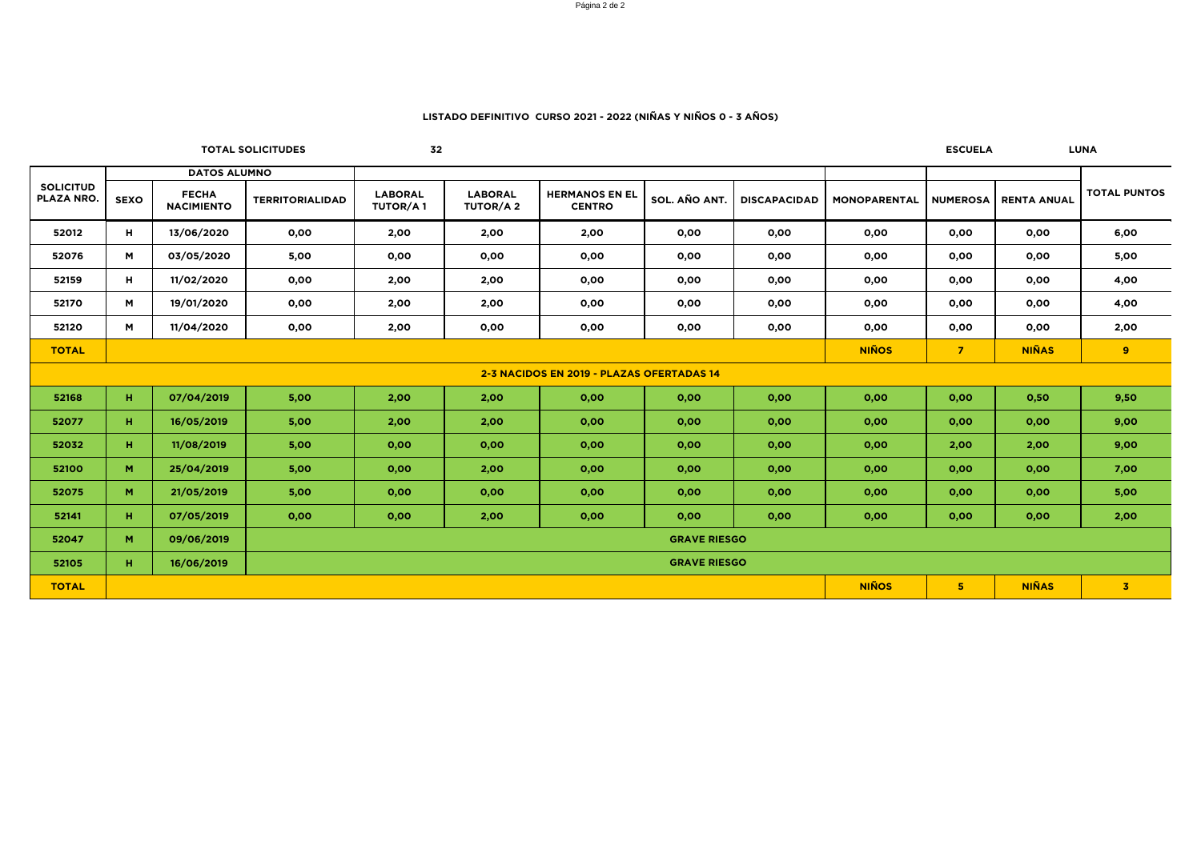**LISTADO DEFINITIVO CURSO 2021 - 2022 (NIÑAS Y NIÑOS 0 - 3 AÑOS)**

**TOTAL SOLICITUDES** 32 **ESCUELA** LUNA

| SOLICITUD PLAZA NRO. | DATOS ALUMNO | | | | | | | | | | | |
|---|---|---|---|---|---|---|---|---|---|---|---|---|
| | SEXO | FECHA NACIMIENTO | TERRITORIALIDAD | LABORAL TUTOR/A 1 | LABORAL TUTOR/A 2 | HERMANOS EN EL CENTRO | SOL. AÑO ANT. | DISCAPACIDAD | MONOPARENTAL | NUMEROSA | RENTA ANUAL | TOTAL PUNTOS |
| 52012 | H | 13/06/2020 | 0,00 | 2,00 | 2,00 | 2,00 | 0,00 | 0,00 | 0,00 | 0,00 | 0,00 | 6,00 |
| 52076 | M | 03/05/2020 | 5,00 | 0,00 | 0,00 | 0,00 | 0,00 | 0,00 | 0,00 | 0,00 | 0,00 | 5,00 |
| 52159 | H | 11/02/2020 | 0,00 | 2,00 | 2,00 | 0,00 | 0,00 | 0,00 | 0,00 | 0,00 | 0,00 | 4,00 |
| 52170 | M | 19/01/2020 | 0,00 | 2,00 | 2,00 | 0,00 | 0,00 | 0,00 | 0,00 | 0,00 | 0,00 | 4,00 |
| 52120 | M | 11/04/2020 | 0,00 | 2,00 | 0,00 | 0,00 | 0,00 | 0,00 | 0,00 | 0,00 | 0,00 | 2,00 |
| **TOTAL** | | | | | | | | | **NIÑOS** | **7** | **NIÑAS** | **9** |
| **2-3 NACIDOS EN 2019 - PLAZAS OFERTADAS 14** | | | | | | | | | | | | |
| 52168 | H | 07/04/2019 | 5,00 | 2,00 | 2,00 | 0,00 | 0,00 | 0,00 | 0,00 | 0,00 | 0,50 | 9,50 |
| 52077 | H | 16/05/2019 | 5,00 | 2,00 | 2,00 | 0,00 | 0,00 | 0,00 | 0,00 | 0,00 | 0,00 | 9,00 |
| 52032 | H | 11/08/2019 | 5,00 | 0,00 | 0,00 | 0,00 | 0,00 | 0,00 | 0,00 | 2,00 | 2,00 | 9,00 |
| 52100 | M | 25/04/2019 | 5,00 | 0,00 | 2,00 | 0,00 | 0,00 | 0,00 | 0,00 | 0,00 | 0,00 | 7,00 |
| 52075 | M | 21/05/2019 | 5,00 | 0,00 | 0,00 | 0,00 | 0,00 | 0,00 | 0,00 | 0,00 | 0,00 | 5,00 |
| 52141 | H | 07/05/2019 | 0,00 | 0,00 | 2,00 | 0,00 | 0,00 | 0,00 | 0,00 | 0,00 | 0,00 | 2,00 |
| 52047 | M | 09/06/2019 | GRAVE RIESGO | | | | | | | | | |
| 52105 | H | 16/06/2019 | GRAVE RIESGO | | | | | | | | | |
| **TOTAL** | | | | | | | | | **NIÑOS** | **5** | **NIÑAS** | **3** |